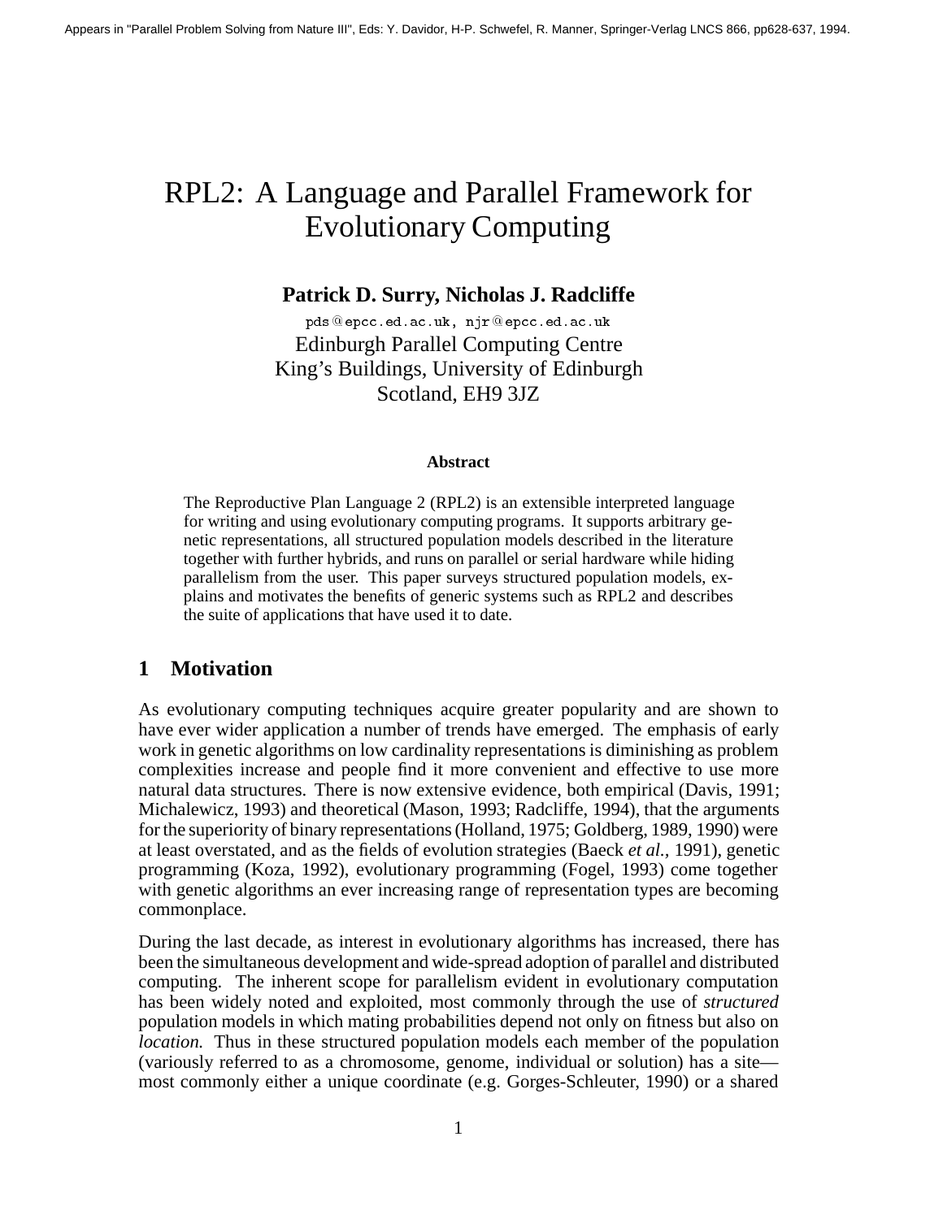Appears in "Parallel Problem Solving from Nature III", Eds: Y. Davidor, H-P. Schwefel, R. Manner, Springer-Verlag LNCS 866, pp628-637, 1994.

# RPL2: A Language and Parallel Framework for Evolutionary Computing

**Patrick D. Surry, Nicholas J. Radcliffe**

pds@epcc.ed.ac.uk, njr@epcc.ed.ac.uk
Edinburgh Parallel Computing Centre
King's Buildings, University of Edinburgh
Scotland, EH9 3JZ

**Abstract**

The Reproductive Plan Language 2 (RPL2) is an extensible interpreted language for writing and using evolutionary computing programs. It supports arbitrary genetic representations, all structured population models described in the literature together with further hybrids, and runs on parallel or serial hardware while hiding parallelism from the user. This paper surveys structured population models, explains and motivates the benefits of generic systems such as RPL2 and describes the suite of applications that have used it to date.

## 1 Motivation

As evolutionary computing techniques acquire greater popularity and are shown to have ever wider application a number of trends have emerged. The emphasis of early work in genetic algorithms on low cardinality representations is diminishing as problem complexities increase and people find it more convenient and effective to use more natural data structures. There is now extensive evidence, both empirical (Davis, 1991; Michalewicz, 1993) and theoretical (Mason, 1993; Radcliffe, 1994), that the arguments for the superiority of binary representations (Holland, 1975; Goldberg, 1989, 1990) were at least overstated, and as the fields of evolution strategies (Baeck *et al.*, 1991), genetic programming (Koza, 1992), evolutionary programming (Fogel, 1993) come together with genetic algorithms an ever increasing range of representation types are becoming commonplace.

During the last decade, as interest in evolutionary algorithms has increased, there has been the simultaneous development and wide-spread adoption of parallel and distributed computing. The inherent scope for parallelism evident in evolutionary computation has been widely noted and exploited, most commonly through the use of *structured* population models in which mating probabilities depend not only on fitness but also on *location.* Thus in these structured population models each member of the population (variously referred to as a chromosome, genome, individual or solution) has a site—most commonly either a unique coordinate (e.g. Gorges-Schleuter, 1990) or a shared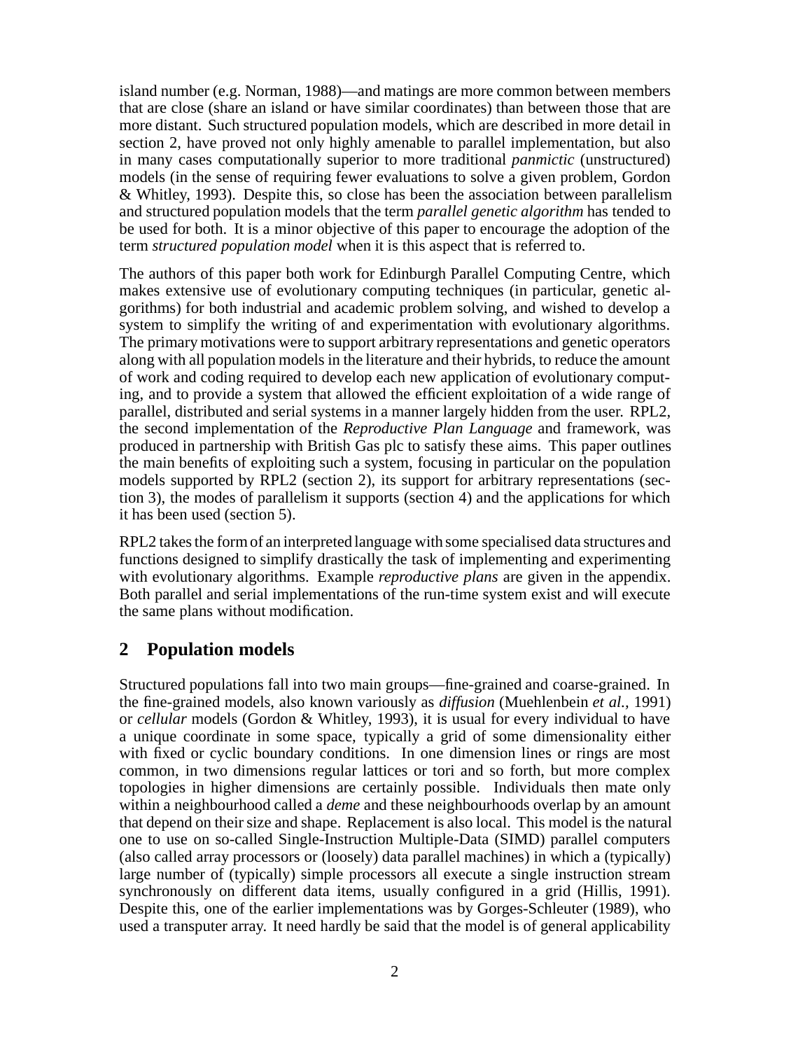island number (e.g. Norman, 1988)—and matings are more common between members that are close (share an island or have similar coordinates) than between those that are more distant. Such structured population models, which are described in more detail in section 2, have proved not only highly amenable to parallel implementation, but also in many cases computationally superior to more traditional *panmictic* (unstructured) models (in the sense of requiring fewer evaluations to solve a given problem, Gordon & Whitley, 1993). Despite this, so close has been the association between parallelism and structured population models that the term *parallel genetic algorithm* has tended to be used for both. It is a minor objective of this paper to encourage the adoption of the term *structured population model* when it is this aspect that is referred to.

The authors of this paper both work for Edinburgh Parallel Computing Centre, which makes extensive use of evolutionary computing techniques (in particular, genetic algorithms) for both industrial and academic problem solving, and wished to develop a system to simplify the writing of and experimentation with evolutionary algorithms. The primary motivations were to support arbitrary representations and genetic operators along with all population models in the literature and their hybrids, to reduce the amount of work and coding required to develop each new application of evolutionary computing, and to provide a system that allowed the efficient exploitation of a wide range of parallel, distributed and serial systems in a manner largely hidden from the user. RPL2, the second implementation of the *Reproductive Plan Language* and framework, was produced in partnership with British Gas plc to satisfy these aims. This paper outlines the main benefits of exploiting such a system, focusing in particular on the population models supported by RPL2 (section 2), its support for arbitrary representations (section 3), the modes of parallelism it supports (section 4) and the applications for which it has been used (section 5).

RPL2 takes the form of an interpreted language with some specialised data structures and functions designed to simplify drastically the task of implementing and experimenting with evolutionary algorithms. Example *reproductive plans* are given in the appendix. Both parallel and serial implementations of the run-time system exist and will execute the same plans without modification.

## 2 Population models

Structured populations fall into two main groups—fine-grained and coarse-grained. In the fine-grained models, also known variously as *diffusion* (Muehlenbein *et al.*, 1991) or *cellular* models (Gordon & Whitley, 1993), it is usual for every individual to have a unique coordinate in some space, typically a grid of some dimensionality either with fixed or cyclic boundary conditions. In one dimension lines or rings are most common, in two dimensions regular lattices or tori and so forth, but more complex topologies in higher dimensions are certainly possible. Individuals then mate only within a neighbourhood called a *deme* and these neighbourhoods overlap by an amount that depend on their size and shape. Replacement is also local. This model is the natural one to use on so-called Single-Instruction Multiple-Data (SIMD) parallel computers (also called array processors or (loosely) data parallel machines) in which a (typically) large number of (typically) simple processors all execute a single instruction stream synchronously on different data items, usually configured in a grid (Hillis, 1991). Despite this, one of the earlier implementations was by Gorges-Schleuter (1989), who used a transputer array. It need hardly be said that the model is of general applicability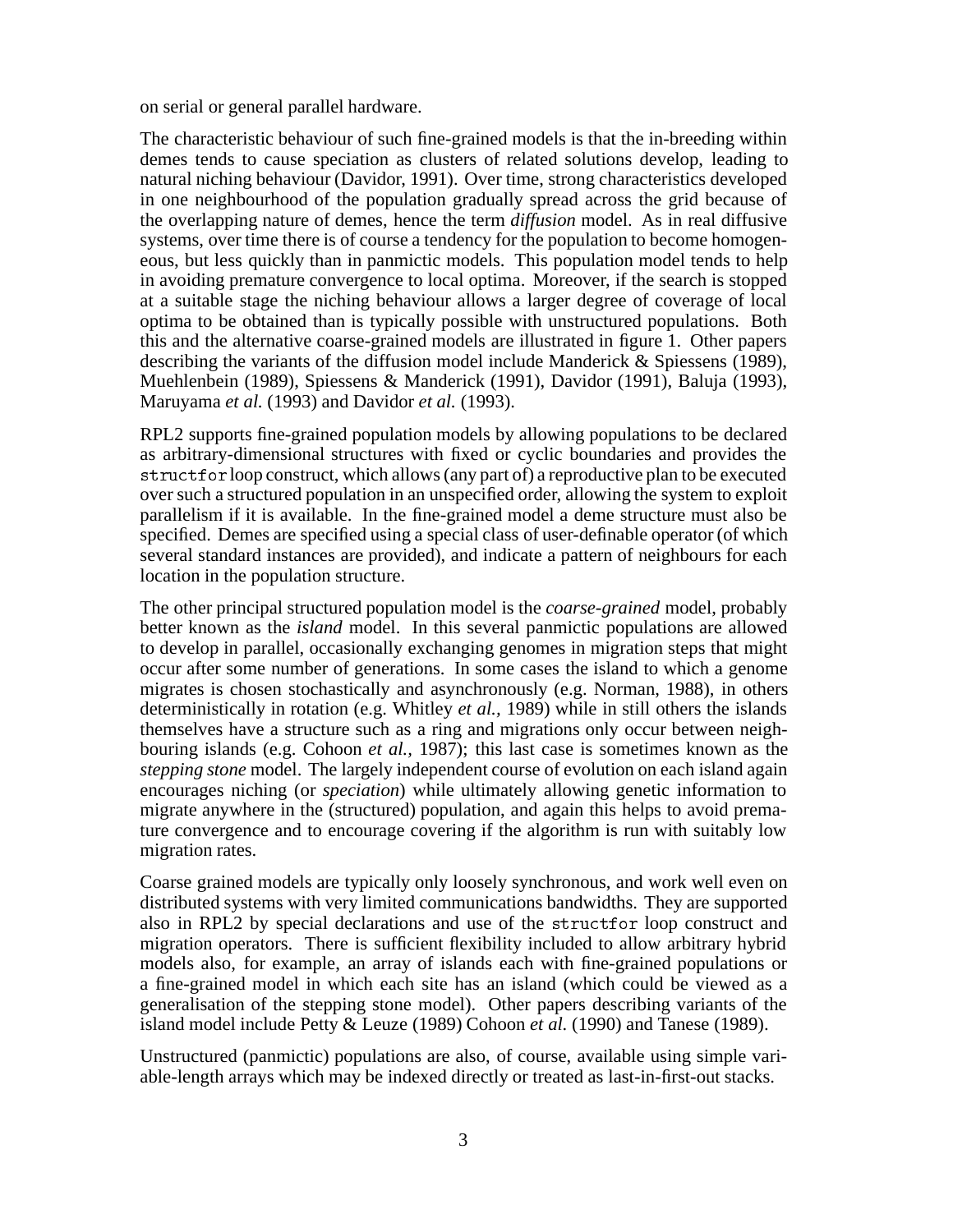on serial or general parallel hardware.

The characteristic behaviour of such fine-grained models is that the in-breeding within demes tends to cause speciation as clusters of related solutions develop, leading to natural niching behaviour (Davidor, 1991). Over time, strong characteristics developed in one neighbourhood of the population gradually spread across the grid because of the overlapping nature of demes, hence the term *diffusion* model. As in real diffusive systems, over time there is of course a tendency for the population to become homogeneous, but less quickly than in panmictic models. This population model tends to help in avoiding premature convergence to local optima. Moreover, if the search is stopped at a suitable stage the niching behaviour allows a larger degree of coverage of local optima to be obtained than is typically possible with unstructured populations. Both this and the alternative coarse-grained models are illustrated in figure 1. Other papers describing the variants of the diffusion model include Manderick & Spiessens (1989), Muehlenbein (1989), Spiessens & Manderick (1991), Davidor (1991), Baluja (1993), Maruyama *et al.* (1993) and Davidor *et al.* (1993).

RPL2 supports fine-grained population models by allowing populations to be declared as arbitrary-dimensional structures with fixed or cyclic boundaries and provides the `structfor` loop construct, which allows (any part of) a reproductive plan to be executed over such a structured population in an unspecified order, allowing the system to exploit parallelism if it is available. In the fine-grained model a deme structure must also be specified. Demes are specified using a special class of user-definable operator (of which several standard instances are provided), and indicate a pattern of neighbours for each location in the population structure.

The other principal structured population model is the *coarse-grained* model, probably better known as the *island* model. In this several panmictic populations are allowed to develop in parallel, occasionally exchanging genomes in migration steps that might occur after some number of generations. In some cases the island to which a genome migrates is chosen stochastically and asynchronously (e.g. Norman, 1988), in others deterministically in rotation (e.g. Whitley *et al.*, 1989) while in still others the islands themselves have a structure such as a ring and migrations only occur between neighbouring islands (e.g. Cohoon *et al.*, 1987); this last case is sometimes known as the *stepping stone* model. The largely independent course of evolution on each island again encourages niching (or *speciation*) while ultimately allowing genetic information to migrate anywhere in the (structured) population, and again this helps to avoid premature convergence and to encourage covering if the algorithm is run with suitably low migration rates.

Coarse grained models are typically only loosely synchronous, and work well even on distributed systems with very limited communications bandwidths. They are supported also in RPL2 by special declarations and use of the `structfor` loop construct and migration operators. There is sufficient flexibility included to allow arbitrary hybrid models also, for example, an array of islands each with fine-grained populations or a fine-grained model in which each site has an island (which could be viewed as a generalisation of the stepping stone model). Other papers describing variants of the island model include Petty & Leuze (1989) Cohoon *et al.* (1990) and Tanese (1989).

Unstructured (panmictic) populations are also, of course, available using simple variable-length arrays which may be indexed directly or treated as last-in-first-out stacks.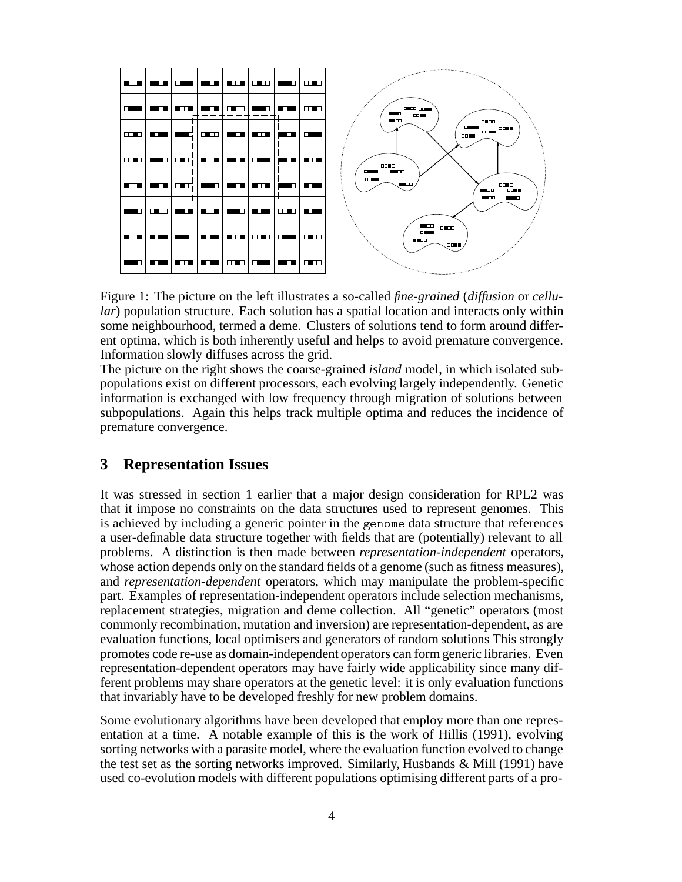Figure 1: The picture on the left illustrates a so-called *fine-grained* (*diffusion* or *cellular*) population structure. Each solution has a spatial location and interacts only within some neighbourhood, termed a deme. Clusters of solutions tend to form around different optima, which is both inherently useful and helps to avoid premature convergence. Information slowly diffuses across the grid.
The picture on the right shows the coarse-grained *island* model, in which isolated subpopulations exist on different processors, each evolving largely independently. Genetic information is exchanged with low frequency through migration of solutions between subpopulations. Again this helps track multiple optima and reduces the incidence of premature convergence.

## 3 Representation Issues

It was stressed in section 1 earlier that a major design consideration for RPL2 was that it impose no constraints on the data structures used to represent genomes. This is achieved by including a generic pointer in the genome data structure that references a user-definable data structure together with fields that are (potentially) relevant to all problems. A distinction is then made between *representation-independent* operators, whose action depends only on the standard fields of a genome (such as fitness measures), and *representation-dependent* operators, which may manipulate the problem-specific part. Examples of representation-independent operators include selection mechanisms, replacement strategies, migration and deme collection. All "genetic" operators (most commonly recombination, mutation and inversion) are representation-dependent, as are evaluation functions, local optimisers and generators of random solutions This strongly promotes code re-use as domain-independent operators can form generic libraries. Even representation-dependent operators may have fairly wide applicability since many different problems may share operators at the genetic level: it is only evaluation functions that invariably have to be developed freshly for new problem domains.

Some evolutionary algorithms have been developed that employ more than one representation at a time. A notable example of this is the work of Hillis (1991), evolving sorting networks with a parasite model, where the evaluation function evolved to change the test set as the sorting networks improved. Similarly, Husbands & Mill (1991) have used co-evolution models with different populations optimising different parts of a pro-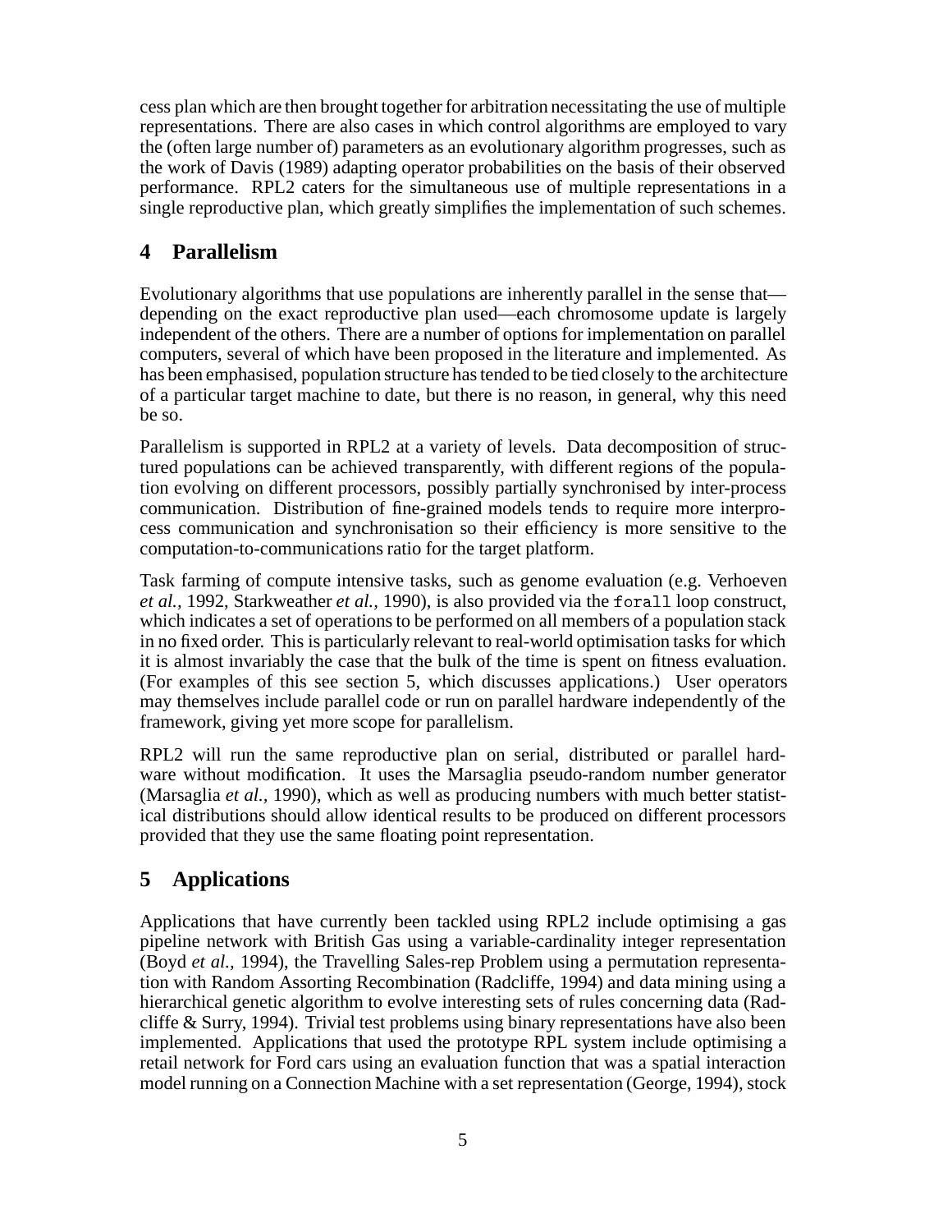cess plan which are then brought together for arbitration necessitating the use of multiple representations. There are also cases in which control algorithms are employed to vary the (often large number of) parameters as an evolutionary algorithm progresses, such as the work of Davis (1989) adapting operator probabilities on the basis of their observed performance. RPL2 caters for the simultaneous use of multiple representations in a single reproductive plan, which greatly simplifies the implementation of such schemes.

## 4 Parallelism

Evolutionary algorithms that use populations are inherently parallel in the sense that—depending on the exact reproductive plan used—each chromosome update is largely independent of the others. There are a number of options for implementation on parallel computers, several of which have been proposed in the literature and implemented. As has been emphasised, population structure has tended to be tied closely to the architecture of a particular target machine to date, but there is no reason, in general, why this need be so.

Parallelism is supported in RPL2 at a variety of levels. Data decomposition of structured populations can be achieved transparently, with different regions of the population evolving on different processors, possibly partially synchronised by inter-process communication. Distribution of fine-grained models tends to require more interprocess communication and synchronisation so their efficiency is more sensitive to the computation-to-communications ratio for the target platform.

Task farming of compute intensive tasks, such as genome evaluation (e.g. Verhoeven *et al.*, 1992, Starkweather *et al.*, 1990), is also provided via the `forall` loop construct, which indicates a set of operations to be performed on all members of a population stack in no fixed order. This is particularly relevant to real-world optimisation tasks for which it is almost invariably the case that the bulk of the time is spent on fitness evaluation. (For examples of this see section 5, which discusses applications.) User operators may themselves include parallel code or run on parallel hardware independently of the framework, giving yet more scope for parallelism.

RPL2 will run the same reproductive plan on serial, distributed or parallel hardware without modification. It uses the Marsaglia pseudo-random number generator (Marsaglia *et al.*, 1990), which as well as producing numbers with much better statistical distributions should allow identical results to be produced on different processors provided that they use the same floating point representation.

## 5 Applications

Applications that have currently been tackled using RPL2 include optimising a gas pipeline network with British Gas using a variable-cardinality integer representation (Boyd *et al.*, 1994), the Travelling Sales-rep Problem using a permutation representation with Random Assorting Recombination (Radcliffe, 1994) and data mining using a hierarchical genetic algorithm to evolve interesting sets of rules concerning data (Radcliffe & Surry, 1994). Trivial test problems using binary representations have also been implemented. Applications that used the prototype RPL system include optimising a retail network for Ford cars using an evaluation function that was a spatial interaction model running on a Connection Machine with a set representation (George, 1994), stock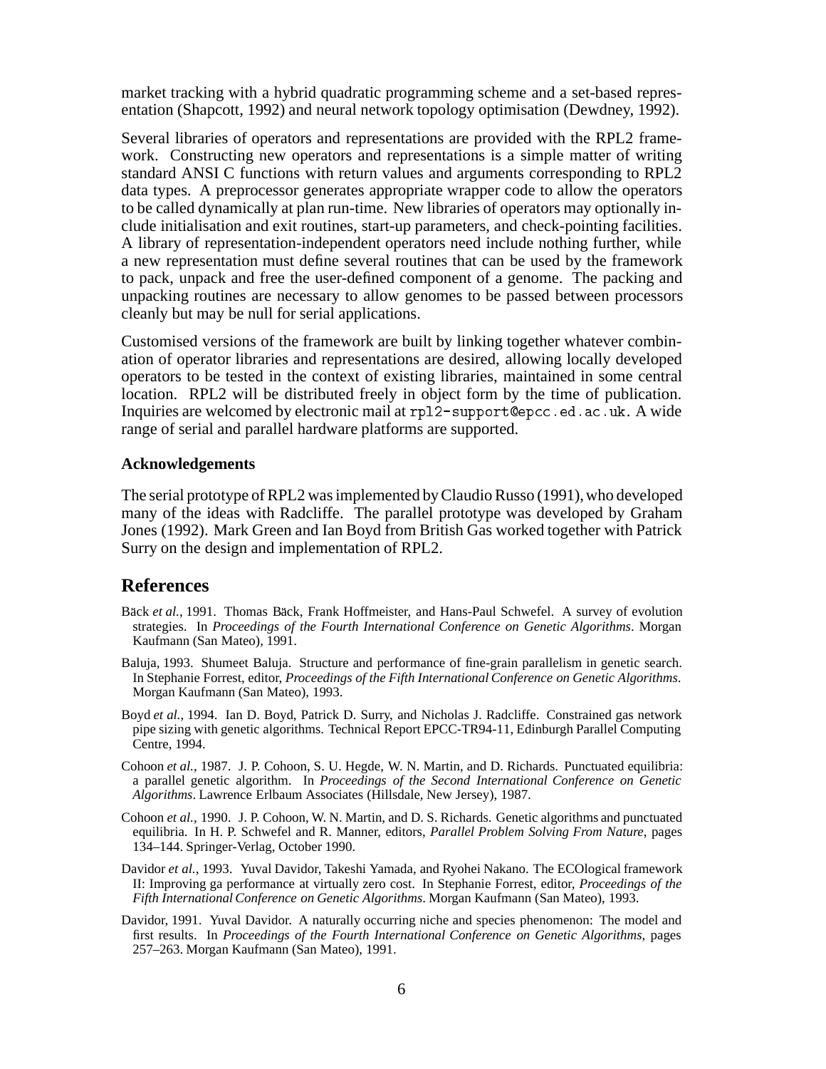market tracking with a hybrid quadratic programming scheme and a set-based representation (Shapcott, 1992) and neural network topology optimisation (Dewdney, 1992).

Several libraries of operators and representations are provided with the RPL2 framework. Constructing new operators and representations is a simple matter of writing standard ANSI C functions with return values and arguments corresponding to RPL2 data types. A preprocessor generates appropriate wrapper code to allow the operators to be called dynamically at plan run-time. New libraries of operators may optionally include initialisation and exit routines, start-up parameters, and check-pointing facilities. A library of representation-independent operators need include nothing further, while a new representation must define several routines that can be used by the framework to pack, unpack and free the user-defined component of a genome. The packing and unpacking routines are necessary to allow genomes to be passed between processors cleanly but may be null for serial applications.

Customised versions of the framework are built by linking together whatever combination of operator libraries and representations are desired, allowing locally developed operators to be tested in the context of existing libraries, maintained in some central location. RPL2 will be distributed freely in object form by the time of publication. Inquiries are welcomed by electronic mail at `rpl2-support@epcc.ed.ac.uk`. A wide range of serial and parallel hardware platforms are supported.

### Acknowledgements

The serial prototype of RPL2 was implemented by Claudio Russo (1991), who developed many of the ideas with Radcliffe. The parallel prototype was developed by Graham Jones (1992). Mark Green and Ian Boyd from British Gas worked together with Patrick Surry on the design and implementation of RPL2.

## References

Bäck *et al.*, 1991. Thomas Bäck, Frank Hoffmeister, and Hans-Paul Schwefel. A survey of evolution strategies. In *Proceedings of the Fourth International Conference on Genetic Algorithms*. Morgan Kaufmann (San Mateo), 1991.

Baluja, 1993. Shumeet Baluja. Structure and performance of fine-grain parallelism in genetic search. In Stephanie Forrest, editor, *Proceedings of the Fifth International Conference on Genetic Algorithms*. Morgan Kaufmann (San Mateo), 1993.

Boyd *et al.*, 1994. Ian D. Boyd, Patrick D. Surry, and Nicholas J. Radcliffe. Constrained gas network pipe sizing with genetic algorithms. Technical Report EPCC-TR94-11, Edinburgh Parallel Computing Centre, 1994.

Cohoon *et al.*, 1987. J. P. Cohoon, S. U. Hegde, W. N. Martin, and D. Richards. Punctuated equilibria: a parallel genetic algorithm. In *Proceedings of the Second International Conference on Genetic Algorithms*. Lawrence Erlbaum Associates (Hillsdale, New Jersey), 1987.

Cohoon *et al.*, 1990. J. P. Cohoon, W. N. Martin, and D. S. Richards. Genetic algorithms and punctuated equilibria. In H. P. Schwefel and R. Manner, editors, *Parallel Problem Solving From Nature*, pages 134–144. Springer-Verlag, October 1990.

Davidor *et al.*, 1993. Yuval Davidor, Takeshi Yamada, and Ryohei Nakano. The ECOlogical framework II: Improving ga performance at virtually zero cost. In Stephanie Forrest, editor, *Proceedings of the Fifth International Conference on Genetic Algorithms*. Morgan Kaufmann (San Mateo), 1993.

Davidor, 1991. Yuval Davidor. A naturally occurring niche and species phenomenon: The model and first results. In *Proceedings of the Fourth International Conference on Genetic Algorithms*, pages 257–263. Morgan Kaufmann (San Mateo), 1991.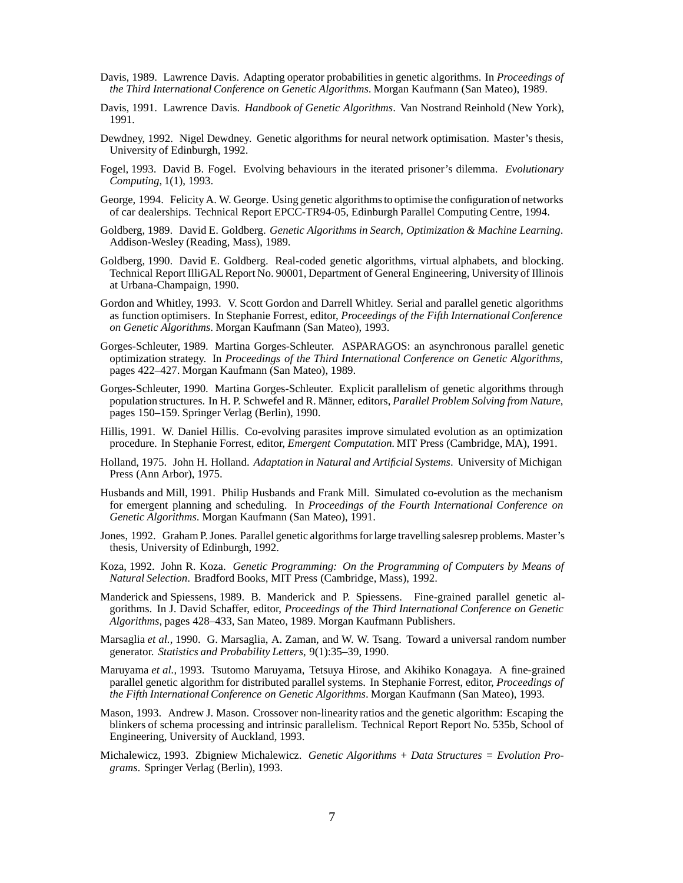Davis, 1989. Lawrence Davis. Adapting operator probabilities in genetic algorithms. In *Proceedings of the Third International Conference on Genetic Algorithms*. Morgan Kaufmann (San Mateo), 1989.

Davis, 1991. Lawrence Davis. *Handbook of Genetic Algorithms*. Van Nostrand Reinhold (New York), 1991.

Dewdney, 1992. Nigel Dewdney. Genetic algorithms for neural network optimisation. Master's thesis, University of Edinburgh, 1992.

Fogel, 1993. David B. Fogel. Evolving behaviours in the iterated prisoner's dilemma. *Evolutionary Computing*, 1(1), 1993.

George, 1994. Felicity A. W. George. Using genetic algorithms to optimise the configuration of networks of car dealerships. Technical Report EPCC-TR94-05, Edinburgh Parallel Computing Centre, 1994.

Goldberg, 1989. David E. Goldberg. *Genetic Algorithms in Search, Optimization & Machine Learning*. Addison-Wesley (Reading, Mass), 1989.

Goldberg, 1990. David E. Goldberg. Real-coded genetic algorithms, virtual alphabets, and blocking. Technical Report IlliGAL Report No. 90001, Department of General Engineering, University of Illinois at Urbana-Champaign, 1990.

Gordon and Whitley, 1993. V. Scott Gordon and Darrell Whitley. Serial and parallel genetic algorithms as function optimisers. In Stephanie Forrest, editor, *Proceedings of the Fifth International Conference on Genetic Algorithms*. Morgan Kaufmann (San Mateo), 1993.

Gorges-Schleuter, 1989. Martina Gorges-Schleuter. ASPARAGOS: an asynchronous parallel genetic optimization strategy. In *Proceedings of the Third International Conference on Genetic Algorithms*, pages 422–427. Morgan Kaufmann (San Mateo), 1989.

Gorges-Schleuter, 1990. Martina Gorges-Schleuter. Explicit parallelism of genetic algorithms through population structures. In H. P. Schwefel and R. Männer, editors, *Parallel Problem Solving from Nature*, pages 150–159. Springer Verlag (Berlin), 1990.

Hillis, 1991. W. Daniel Hillis. Co-evolving parasites improve simulated evolution as an optimization procedure. In Stephanie Forrest, editor, *Emergent Computation.* MIT Press (Cambridge, MA), 1991.

Holland, 1975. John H. Holland. *Adaptation in Natural and Artificial Systems*. University of Michigan Press (Ann Arbor), 1975.

Husbands and Mill, 1991. Philip Husbands and Frank Mill. Simulated co-evolution as the mechanism for emergent planning and scheduling. In *Proceedings of the Fourth International Conference on Genetic Algorithms*. Morgan Kaufmann (San Mateo), 1991.

Jones, 1992. Graham P. Jones. Parallel genetic algorithms for large travelling salesrep problems. Master's thesis, University of Edinburgh, 1992.

Koza, 1992. John R. Koza. *Genetic Programming: On the Programming of Computers by Means of Natural Selection*. Bradford Books, MIT Press (Cambridge, Mass), 1992.

Manderick and Spiessens, 1989. B. Manderick and P. Spiessens. Fine-grained parallel genetic algorithms. In J. David Schaffer, editor, *Proceedings of the Third International Conference on Genetic Algorithms*, pages 428–433, San Mateo, 1989. Morgan Kaufmann Publishers.

Marsaglia *et al.*, 1990. G. Marsaglia, A. Zaman, and W. W. Tsang. Toward a universal random number generator. *Statistics and Probability Letters*, 9(1):35–39, 1990.

Maruyama *et al.*, 1993. Tsutomo Maruyama, Tetsuya Hirose, and Akihiko Konagaya. A fine-grained parallel genetic algorithm for distributed parallel systems. In Stephanie Forrest, editor, *Proceedings of the Fifth International Conference on Genetic Algorithms*. Morgan Kaufmann (San Mateo), 1993.

Mason, 1993. Andrew J. Mason. Crossover non-linearity ratios and the genetic algorithm: Escaping the blinkers of schema processing and intrinsic parallelism. Technical Report Report No. 535b, School of Engineering, University of Auckland, 1993.

Michalewicz, 1993. Zbigniew Michalewicz. *Genetic Algorithms + Data Structures = Evolution Programs*. Springer Verlag (Berlin), 1993.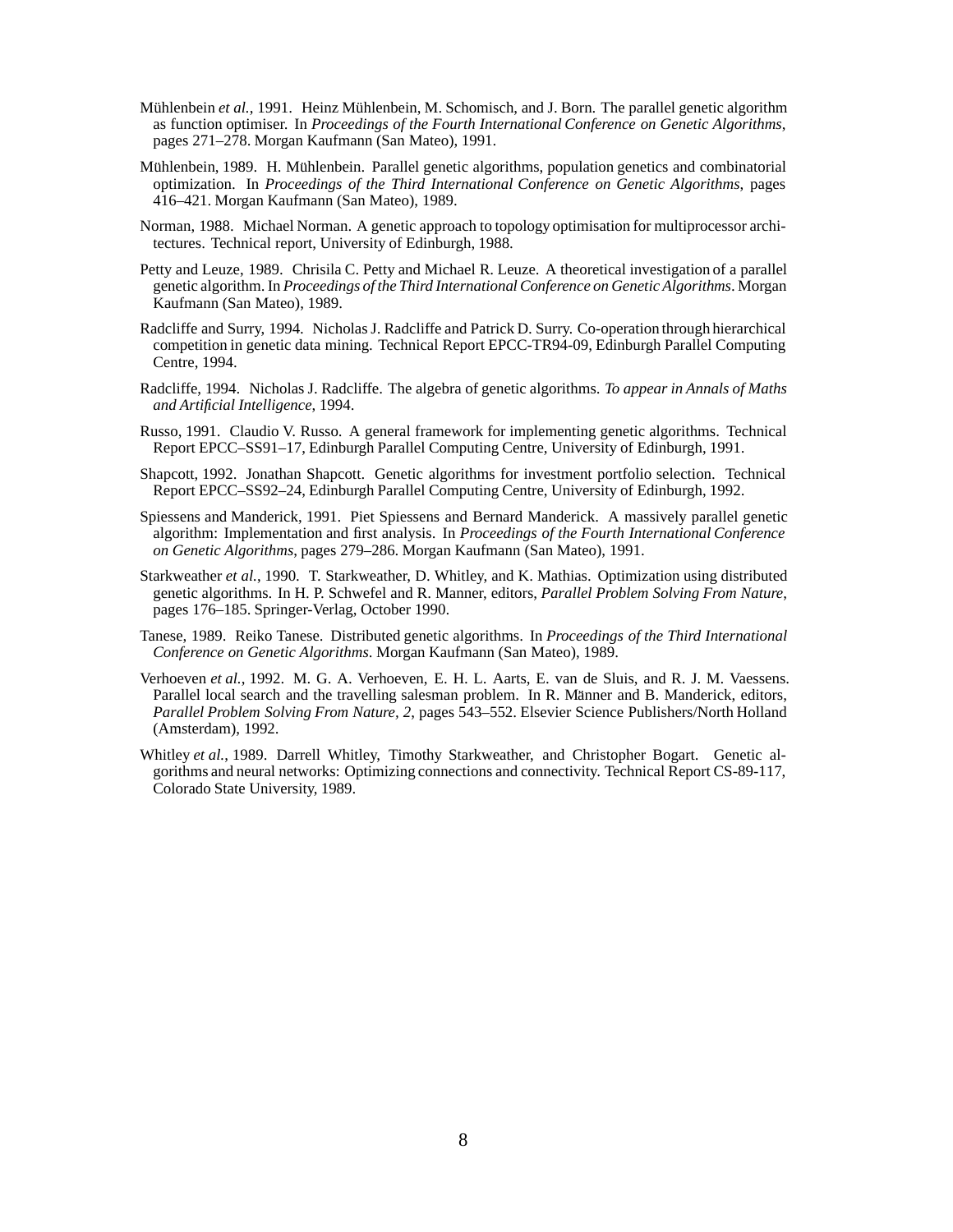Mühlenbein *et al.*, 1991. Heinz Mühlenbein, M. Schomisch, and J. Born. The parallel genetic algorithm as function optimiser. In *Proceedings of the Fourth International Conference on Genetic Algorithms*, pages 271–278. Morgan Kaufmann (San Mateo), 1991.

Mühlenbein, 1989. H. Mühlenbein. Parallel genetic algorithms, population genetics and combinatorial optimization. In *Proceedings of the Third International Conference on Genetic Algorithms*, pages 416–421. Morgan Kaufmann (San Mateo), 1989.

Norman, 1988. Michael Norman. A genetic approach to topology optimisation for multiprocessor architectures. Technical report, University of Edinburgh, 1988.

Petty and Leuze, 1989. Chrisila C. Petty and Michael R. Leuze. A theoretical investigation of a parallel genetic algorithm. In *Proceedings of the Third International Conference on Genetic Algorithms*. Morgan Kaufmann (San Mateo), 1989.

Radcliffe and Surry, 1994. Nicholas J. Radcliffe and Patrick D. Surry. Co-operation through hierarchical competition in genetic data mining. Technical Report EPCC-TR94-09, Edinburgh Parallel Computing Centre, 1994.

Radcliffe, 1994. Nicholas J. Radcliffe. The algebra of genetic algorithms. *To appear in Annals of Maths and Artificial Intelligence*, 1994.

Russo, 1991. Claudio V. Russo. A general framework for implementing genetic algorithms. Technical Report EPCC–SS91–17, Edinburgh Parallel Computing Centre, University of Edinburgh, 1991.

Shapcott, 1992. Jonathan Shapcott. Genetic algorithms for investment portfolio selection. Technical Report EPCC–SS92–24, Edinburgh Parallel Computing Centre, University of Edinburgh, 1992.

Spiessens and Manderick, 1991. Piet Spiessens and Bernard Manderick. A massively parallel genetic algorithm: Implementation and first analysis. In *Proceedings of the Fourth International Conference on Genetic Algorithms*, pages 279–286. Morgan Kaufmann (San Mateo), 1991.

Starkweather *et al.*, 1990. T. Starkweather, D. Whitley, and K. Mathias. Optimization using distributed genetic algorithms. In H. P. Schwefel and R. Manner, editors, *Parallel Problem Solving From Nature*, pages 176–185. Springer-Verlag, October 1990.

Tanese, 1989. Reiko Tanese. Distributed genetic algorithms. In *Proceedings of the Third International Conference on Genetic Algorithms*. Morgan Kaufmann (San Mateo), 1989.

Verhoeven *et al.*, 1992. M. G. A. Verhoeven, E. H. L. Aarts, E. van de Sluis, and R. J. M. Vaessens. Parallel local search and the travelling salesman problem. In R. Männer and B. Manderick, editors, *Parallel Problem Solving From Nature, 2*, pages 543–552. Elsevier Science Publishers/North Holland (Amsterdam), 1992.

Whitley *et al.*, 1989. Darrell Whitley, Timothy Starkweather, and Christopher Bogart. Genetic algorithms and neural networks: Optimizing connections and connectivity. Technical Report CS-89-117, Colorado State University, 1989.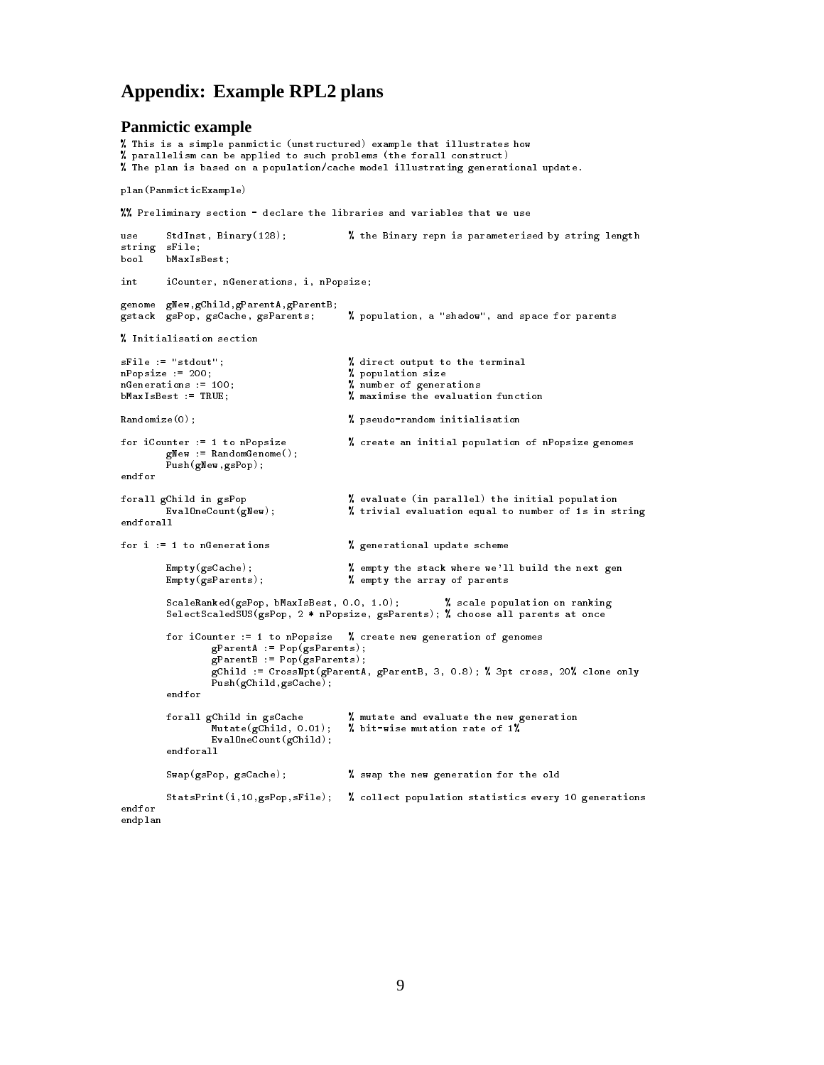# Appendix: Example RPL2 plans

## Panmictic example

```
% This is a simple panmictic (unstructured) example that illustrates how
% parallelism can be applied to such problems (the forall construct)
% The plan is based on a population/cache model illustrating generational update.

plan(PanmicticExample)

%% Preliminary section - declare the libraries and variables that we use

use     StdInst, Binary(128);           % the Binary repn is parameterised by string length
string  sFile;
bool    bMaxIsBest;

int     iCounter, nGenerations, i, nPopsize;

genome  gNew,gChild,gParentA,gParentB;
gstack  gsPop, gsCache, gsParents;      % population, a "shadow", and space for parents

% Initialisation section

sFile := "stdout";                      % direct output to the terminal
nPopsize := 200;                        % population size
nGenerations := 100;                    % number of generations
bMaxIsBest := TRUE;                     % maximise the evaluation function

Randomize(0);                           % pseudo-random initialisation

for iCounter := 1 to nPopsize           % create an initial population of nPopsize genomes
        gNew := RandomGenome();
        Push(gNew,gsPop);
endfor

forall gChild in gsPop                  % evaluate (in parallel) the initial population
        EvalOneCount(gNew);             % trivial evaluation equal to number of 1s in string
endforall

for i := 1 to nGenerations              % generational update scheme

        Empty(gsCache);                 % empty the stack where we'll build the next gen
        Empty(gsParents);               % empty the array of parents

        ScaleRanked(gsPop, bMaxIsBest, 0.0, 1.0);       % scale population on ranking
        SelectScaledSUS(gsPop, 2 * nPopsize, gsParents); % choose all parents at once

        for iCounter := 1 to nPopsize   % create new generation of genomes
                gParentA := Pop(gsParents);
                gParentB := Pop(gsParents);
                gChild := CrossNpt(gParentA, gParentB, 3, 0.8); % 3pt cross, 20% clone only
                Push(gChild,gsCache);
        endfor

        forall gChild in gsCache        % mutate and evaluate the new generation
                Mutate(gChild, 0.01);   % bit-wise mutation rate of 1%
                EvalOneCount(gChild);
        endforall

        Swap(gsPop, gsCache);           % swap the new generation for the old

        StatsPrint(i,10,gsPop,sFile);   % collect population statistics every 10 generations
endfor
endplan
```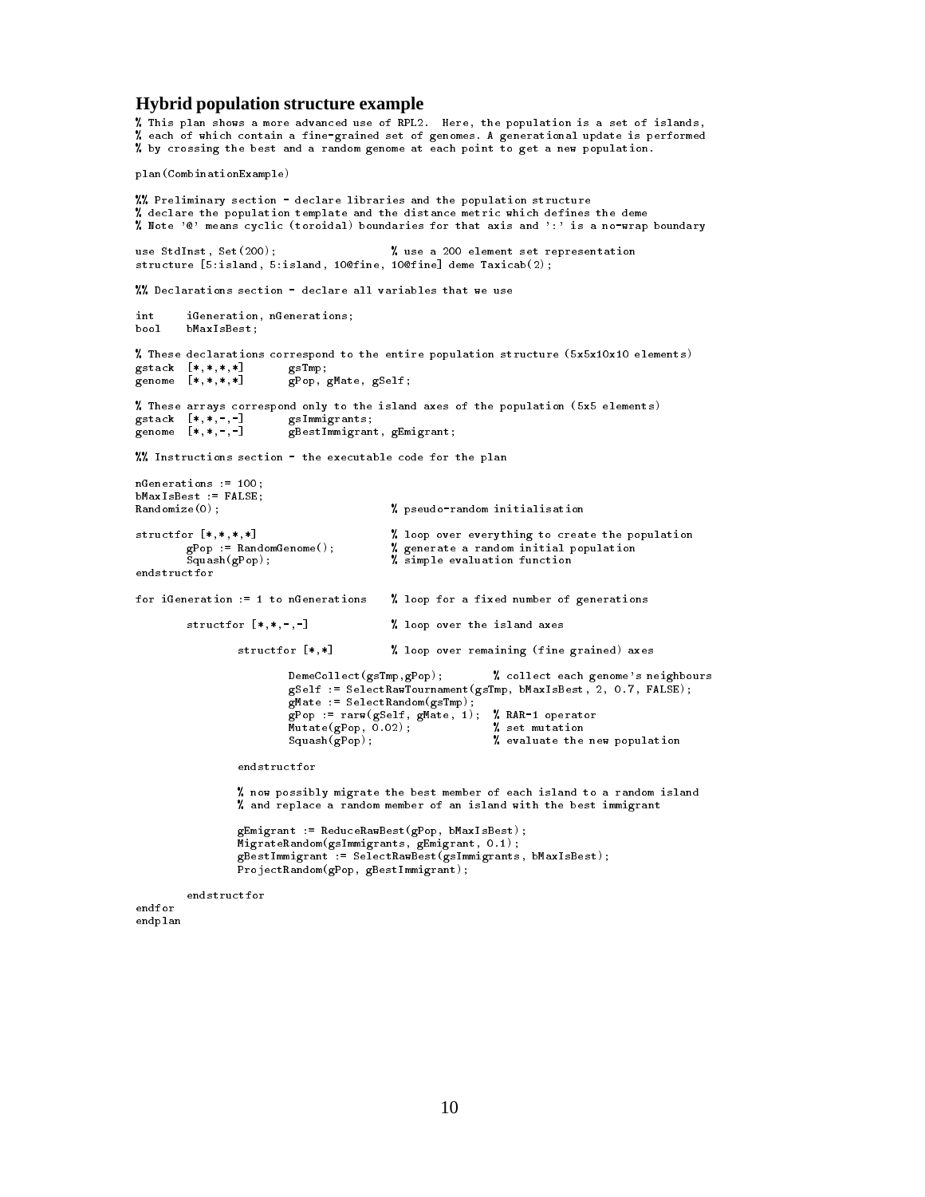### Hybrid population structure example

```
% This plan shows a more advanced use of RPL2.  Here, the population is a set of islands,
% each of which contain a fine-grained set of genomes. A generational update is performed
% by crossing the best and a random genome at each point to get a new population.

plan(CombinationExample)

%% Preliminary section - declare libraries and the population structure
% declare the population template and the distance metric which defines the deme
% Note '@' means cyclic (toroidal) boundaries for that axis and ':' is a no-wrap boundary

use StdInst, Set(200);                  % use a 200 element set representation
structure [5:island, 5:island, 10@fine, 10@fine] deme Taxicab(2);

%% Declarations section - declare all variables that we use

int     iGeneration, nGenerations;
bool    bMaxIsBest;

% These declarations correspond to the entire population structure (5x5x10x10 elements)
gstack  [*,*,*,*]       gsTmp;
genome  [*,*,*,*]       gPop, gMate, gSelf;

% These arrays correspond only to the island axes of the population (5x5 elements)
gstack  [*,*,-,-]       gsImmigrants;
genome  [*,*,-,-]       gBestImmigrant, gEmigrant;

%% Instructions section - the executable code for the plan

nGenerations := 100;
bMaxIsBest := FALSE;
Randomize(0);                           % pseudo-random initialisation

structfor [*,*,*,*]                     % loop over everything to create the population
        gPop := RandomGenome();         % generate a random initial population
        Squash(gPop);                   % simple evaluation function
endstructfor

for iGeneration := 1 to nGenerations    % loop for a fixed number of generations

        structfor [*,*,-,-]             % loop over the island axes

                structfor [*,*]         % loop over remaining (fine grained) axes

                        DemeCollect(gsTmp,gPop);        % collect each genome's neighbours
                        gSelf := SelectRawTournament(gsTmp, bMaxIsBest, 2, 0.7, FALSE);
                        gMate := SelectRandom(gsTmp);
                        gPop := rarw(gSelf, gMate, 1);  % RAR-1 operator
                        Mutate(gPop, 0.02);             % set mutation
                        Squash(gPop);                   % evaluate the new population

                endstructfor

                % now possibly migrate the best member of each island to a random island
                % and replace a random member of an island with the best immigrant

                gEmigrant := ReduceRawBest(gPop, bMaxIsBest);
                MigrateRandom(gsImmigrants, gEmigrant, 0.1);
                gBestImmigrant := SelectRawBest(gsImmigrants, bMaxIsBest);
                ProjectRandom(gPop, gBestImmigrant);

        endstructfor
endfor
endplan
```